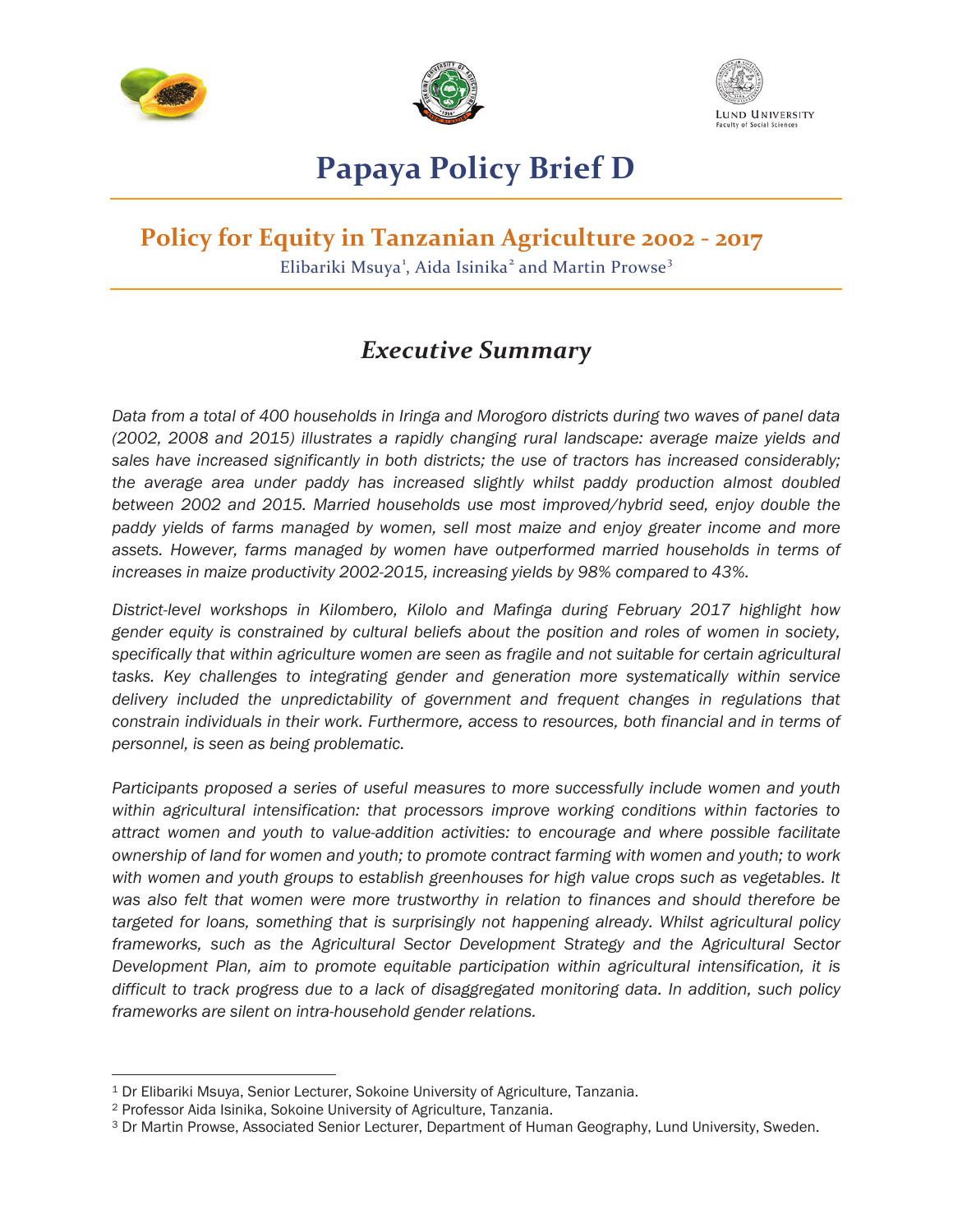# Papaya Policy Brief D

## Policy for Equity in Tanzanian Agriculture 2002 - 2017

Elibariki Msuya[1], Aida Isinika[2] and Martin Prowse[3]

### *Executive Summary*

*Data from a total of 400 households in Iringa and Morogoro districts during two waves of panel data (2002, 2008 and 2015) illustrates a rapidly changing rural landscape: average maize yields and sales have increased significantly in both districts; the use of tractors has increased considerably; the average area under paddy has increased slightly whilst paddy production almost doubled between 2002 and 2015. Married households use most improved/hybrid seed, enjoy double the paddy yields of farms managed by women, sell most maize and enjoy greater income and more assets. However, farms managed by women have outperformed married households in terms of increases in maize productivity 2002-2015, increasing yields by 98% compared to 43%.*

*District-level workshops in Kilombero, Kilolo and Mafinga during February 2017 highlight how gender equity is constrained by cultural beliefs about the position and roles of women in society, specifically that within agriculture women are seen as fragile and not suitable for certain agricultural tasks. Key challenges to integrating gender and generation more systematically within service delivery included the unpredictability of government and frequent changes in regulations that constrain individuals in their work. Furthermore, access to resources, both financial and in terms of personnel, is seen as being problematic.*

*Participants proposed a series of useful measures to more successfully include women and youth within agricultural intensification: that processors improve working conditions within factories to attract women and youth to value-addition activities: to encourage and where possible facilitate ownership of land for women and youth; to promote contract farming with women and youth; to work with women and youth groups to establish greenhouses for high value crops such as vegetables. It was also felt that women were more trustworthy in relation to finances and should therefore be targeted for loans, something that is surprisingly not happening already. Whilst agricultural policy frameworks, such as the Agricultural Sector Development Strategy and the Agricultural Sector Development Plan, aim to promote equitable participation within agricultural intensification, it is difficult to track progress due to a lack of disaggregated monitoring data. In addition, such policy frameworks are silent on intra-household gender relations.*

---

[1] Dr Elibariki Msuya, Senior Lecturer, Sokoine University of Agriculture, Tanzania.

[2] Professor Aida Isinika, Sokoine University of Agriculture, Tanzania.

[3] Dr Martin Prowse, Associated Senior Lecturer, Department of Human Geography, Lund University, Sweden.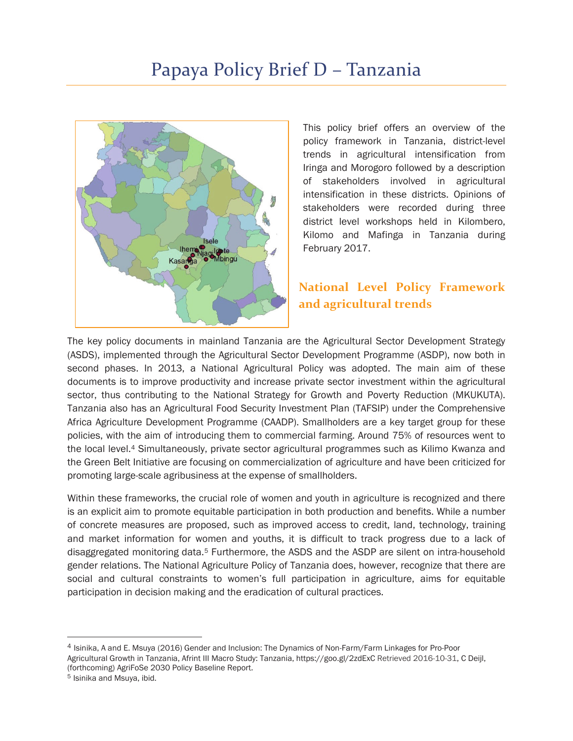# Papaya Policy Brief D – Tanzania

This policy brief offers an overview of the policy framework in Tanzania, district-level trends in agricultural intensification from Iringa and Morogoro followed by a description of stakeholders involved in agricultural intensification in these districts. Opinions of stakeholders were recorded during three district level workshops held in Kilombero, Kilomo and Mafinga in Tanzania during February 2017.

## National Level Policy Framework and agricultural trends

The key policy documents in mainland Tanzania are the Agricultural Sector Development Strategy (ASDS), implemented through the Agricultural Sector Development Programme (ASDP), now both in second phases. In 2013, a National Agricultural Policy was adopted. The main aim of these documents is to improve productivity and increase private sector investment within the agricultural sector, thus contributing to the National Strategy for Growth and Poverty Reduction (MKUKUTA). Tanzania also has an Agricultural Food Security Investment Plan (TAFSIP) under the Comprehensive Africa Agriculture Development Programme (CAADP). Smallholders are a key target group for these policies, with the aim of introducing them to commercial farming. Around 75% of resources went to the local level.[4] Simultaneously, private sector agricultural programmes such as Kilimo Kwanza and the Green Belt Initiative are focusing on commercialization of agriculture and have been criticized for promoting large-scale agribusiness at the expense of smallholders.

Within these frameworks, the crucial role of women and youth in agriculture is recognized and there is an explicit aim to promote equitable participation in both production and benefits. While a number of concrete measures are proposed, such as improved access to credit, land, technology, training and market information for women and youths, it is difficult to track progress due to a lack of disaggregated monitoring data.[5] Furthermore, the ASDS and the ASDP are silent on intra-household gender relations. The National Agriculture Policy of Tanzania does, however, recognize that there are social and cultural constraints to women's full participation in agriculture, aims for equitable participation in decision making and the eradication of cultural practices.

---

[4] Isinika, A and E. Msuya (2016) Gender and Inclusion: The Dynamics of Non-Farm/Farm Linkages for Pro-Poor Agricultural Growth in Tanzania, Afrint III Macro Study: Tanzania, https://goo.gl/2zdExC Retrieved 2016-10-31, C Deijl, (forthcoming) AgriFoSe 2030 Policy Baseline Report.

[5] Isinika and Msuya, ibid.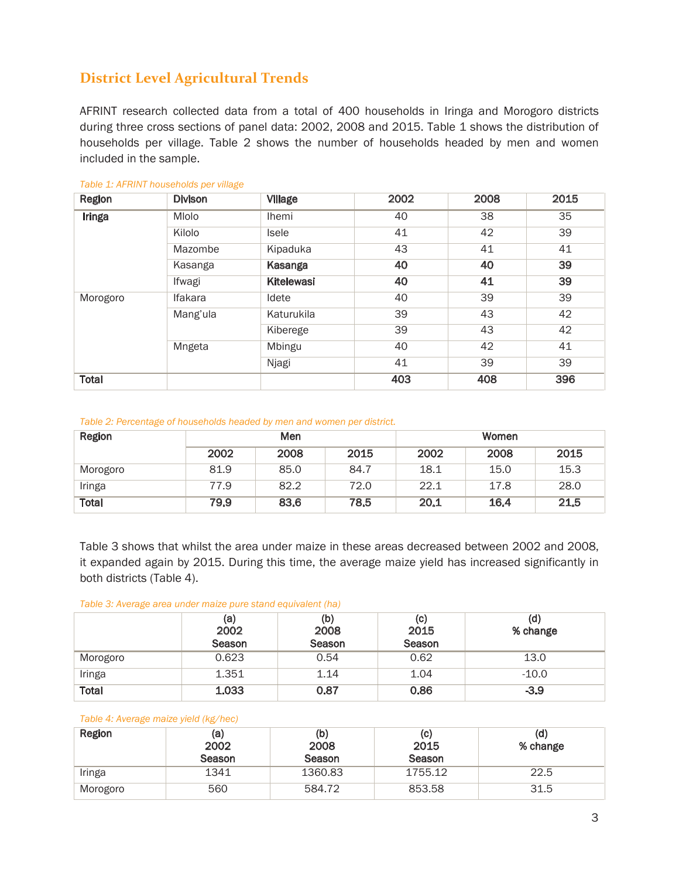## District Level Agricultural Trends

AFRINT research collected data from a total of 400 households in Iringa and Morogoro districts during three cross sections of panel data: 2002, 2008 and 2015. Table 1 shows the distribution of households per village. Table 2 shows the number of households headed by men and women included in the sample.

*Table 1: AFRINT households per village*

| Region | Divison | Village | 2002 | 2008 | 2015 |
|---|---|---|---|---|---|
| **Iringa** | Mlolo | Ihemi | 40 | 38 | 35 |
| | Kilolo | Isele | 41 | 42 | 39 |
| | Mazombe | Kipaduka | 43 | 41 | 41 |
| | Kasanga | **Kasanga** | **40** | **40** | **39** |
| | Ifwagi | **Kitelewasi** | **40** | **41** | **39** |
| Morogoro | Ifakara | Idete | 40 | 39 | 39 |
| | Mang'ula | Katurukila | 39 | 43 | 42 |
| | | Kiberege | 39 | 43 | 42 |
| | Mngeta | Mbingu | 40 | 42 | 41 |
| | | Njagi | 41 | 39 | 39 |
| **Total** | | | **403** | **408** | **396** |

*Table 2: Percentage of households headed by men and women per district.*

| Region | Men | | | Women | | |
|---|---|---|---|---|---|---|
| | 2002 | 2008 | 2015 | 2002 | 2008 | 2015 |
| Morogoro | 81.9 | 85.0 | 84.7 | 18.1 | 15.0 | 15.3 |
| Iringa | 77.9 | 82.2 | 72.0 | 22.1 | 17.8 | 28.0 |
| **Total** | **79.9** | **83.6** | **78.5** | **20.1** | **16.4** | **21.5** |

Table 3 shows that whilst the area under maize in these areas decreased between 2002 and 2008, it expanded again by 2015. During this time, the average maize yield has increased significantly in both districts (Table 4).

*Table 3: Average area under maize pure stand equivalent (ha)*

| | (a) 2002 Season | (b) 2008 Season | (c) 2015 Season | (d) % change |
|---|---|---|---|---|
| Morogoro | 0.623 | 0.54 | 0.62 | 13.0 |
| Iringa | 1.351 | 1.14 | 1.04 | -10.0 |
| **Total** | **1.033** | **0.87** | **0.86** | **-3.9** |

*Table 4: Average maize yield (kg/hec)*

| Region | (a) 2002 Season | (b) 2008 Season | (c) 2015 Season | (d) % change |
|---|---|---|---|---|
| Iringa | 1341 | 1360.83 | 1755.12 | 22.5 |
| Morogoro | 560 | 584.72 | 853.58 | 31.5 |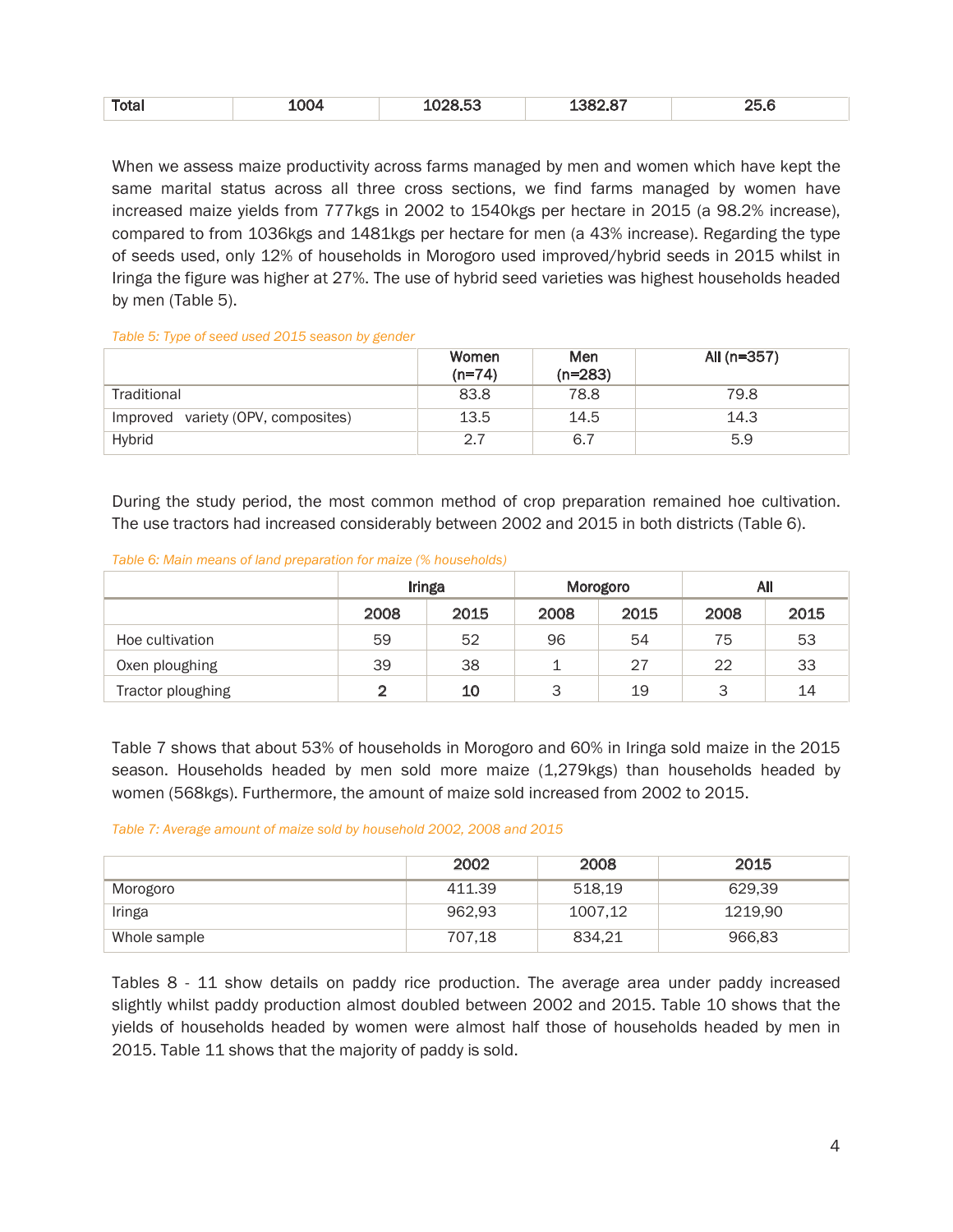| Total | 1004 | 1028.53 | 1382.87 | 25.6 |
|---|---|---|---|---|

When we assess maize productivity across farms managed by men and women which have kept the same marital status across all three cross sections, we find farms managed by women have increased maize yields from 777kgs in 2002 to 1540kgs per hectare in 2015 (a 98.2% increase), compared to from 1036kgs and 1481kgs per hectare for men (a 43% increase). Regarding the type of seeds used, only 12% of households in Morogoro used improved/hybrid seeds in 2015 whilst in Iringa the figure was higher at 27%. The use of hybrid seed varieties was highest households headed by men (Table 5).

*Table 5: Type of seed used 2015 season by gender*

| | Women (n=74) | Men (n=283) | All (n=357) |
|---|---|---|---|
| Traditional | 83.8 | 78.8 | 79.8 |
| Improved variety (OPV, composites) | 13.5 | 14.5 | 14.3 |
| Hybrid | 2.7 | 6.7 | 5.9 |

During the study period, the most common method of crop preparation remained hoe cultivation. The use tractors had increased considerably between 2002 and 2015 in both districts (Table 6).

*Table 6: Main means of land preparation for maize (% households)*

| | Iringa | | Morogoro | | All | |
|---|---|---|---|---|---|---|
| | 2008 | 2015 | 2008 | 2015 | 2008 | 2015 |
| Hoe cultivation | 59 | 52 | 96 | 54 | 75 | 53 |
| Oxen ploughing | 39 | 38 | 1 | 27 | 22 | 33 |
| Tractor ploughing | 2 | 10 | 3 | 19 | 3 | 14 |

Table 7 shows that about 53% of households in Morogoro and 60% in Iringa sold maize in the 2015 season. Households headed by men sold more maize (1,279kgs) than households headed by women (568kgs). Furthermore, the amount of maize sold increased from 2002 to 2015.

*Table 7: Average amount of maize sold by household 2002, 2008 and 2015*

| | 2002 | 2008 | 2015 |
|---|---|---|---|
| Morogoro | 411.39 | 518,19 | 629,39 |
| Iringa | 962,93 | 1007,12 | 1219,90 |
| Whole sample | 707,18 | 834,21 | 966,83 |

Tables 8 - 11 show details on paddy rice production. The average area under paddy increased slightly whilst paddy production almost doubled between 2002 and 2015. Table 10 shows that the yields of households headed by women were almost half those of households headed by men in 2015. Table 11 shows that the majority of paddy is sold.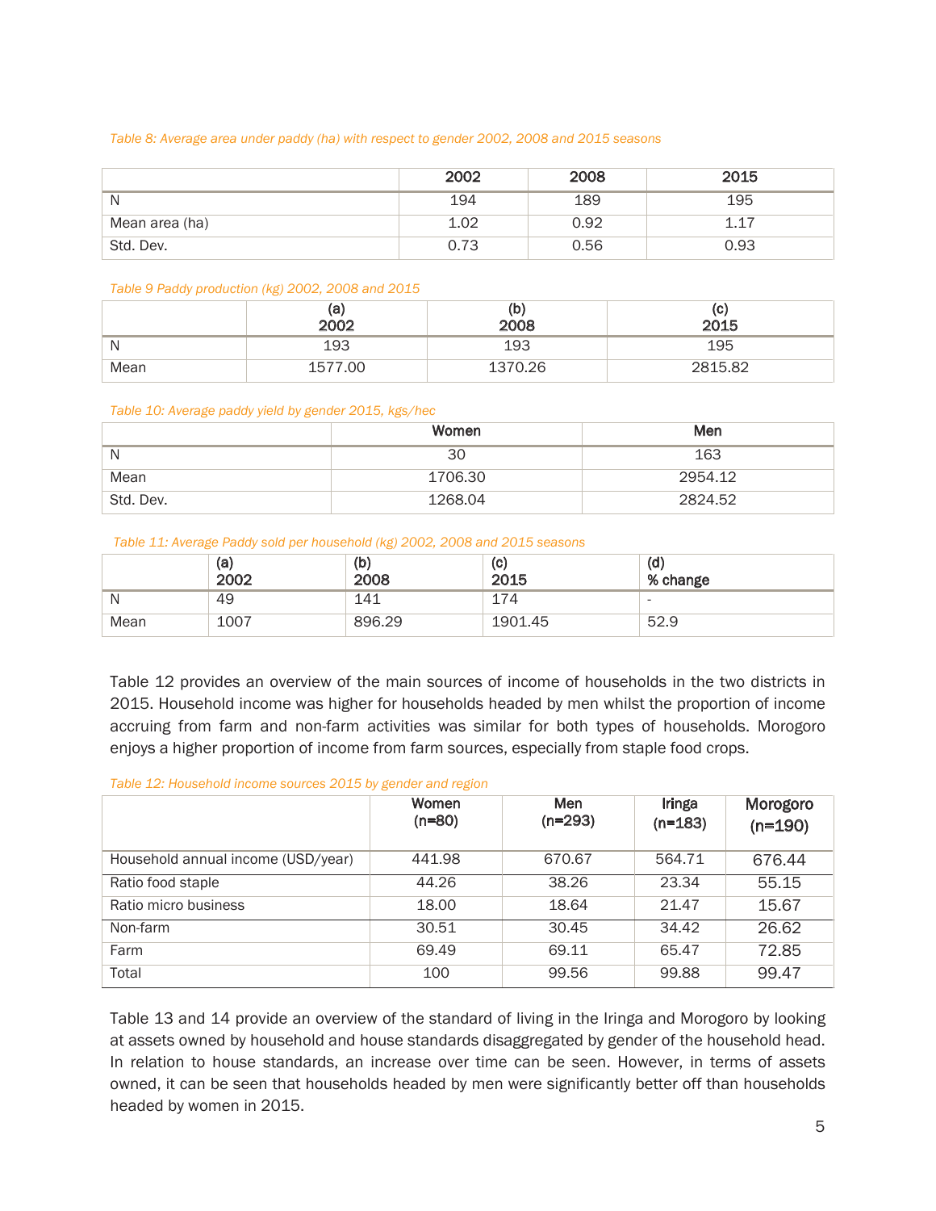*Table 8: Average area under paddy (ha) with respect to gender 2002, 2008 and 2015 seasons*

| | 2002 | 2008 | 2015 |
|---|---|---|---|
| N | 194 | 189 | 195 |
| Mean area (ha) | 1.02 | 0.92 | 1.17 |
| Std. Dev. | 0.73 | 0.56 | 0.93 |

*Table 9 Paddy production (kg) 2002, 2008 and 2015*

| | (a) 2002 | (b) 2008 | (c) 2015 |
|---|---|---|---|
| N | 193 | 193 | 195 |
| Mean | 1577.00 | 1370.26 | 2815.82 |

*Table 10: Average paddy yield by gender 2015, kgs/hec*

| | Women | Men |
|---|---|---|
| N | 30 | 163 |
| Mean | 1706.30 | 2954.12 |
| Std. Dev. | 1268.04 | 2824.52 |

*Table 11: Average Paddy sold per household (kg) 2002, 2008 and 2015 seasons*

| | (a) 2002 | (b) 2008 | (c) 2015 | (d) % change |
|---|---|---|---|---|
| N | 49 | 141 | 174 | - |
| Mean | 1007 | 896.29 | 1901.45 | 52.9 |

Table 12 provides an overview of the main sources of income of households in the two districts in 2015. Household income was higher for households headed by men whilst the proportion of income accruing from farm and non-farm activities was similar for both types of households. Morogoro enjoys a higher proportion of income from farm sources, especially from staple food crops.

*Table 12: Household income sources 2015 by gender and region*

| | Women (n=80) | Men (n=293) | Iringa (n=183) | Morogoro (n=190) |
|---|---|---|---|---|
| Household annual income (USD/year) | 441.98 | 670.67 | 564.71 | 676.44 |
| Ratio food staple | 44.26 | 38.26 | 23.34 | 55.15 |
| Ratio micro business | 18.00 | 18.64 | 21.47 | 15.67 |
| Non-farm | 30.51 | 30.45 | 34.42 | 26.62 |
| Farm | 69.49 | 69.11 | 65.47 | 72.85 |
| Total | 100 | 99.56 | 99.88 | 99.47 |

Table 13 and 14 provide an overview of the standard of living in the Iringa and Morogoro by looking at assets owned by household and house standards disaggregated by gender of the household head. In relation to house standards, an increase over time can be seen. However, in terms of assets owned, it can be seen that households headed by men were significantly better off than households headed by women in 2015.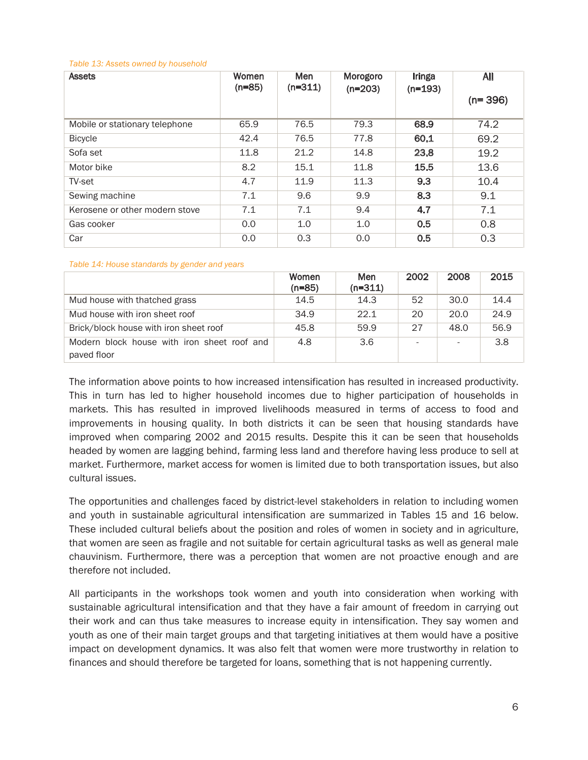*Table 13: Assets owned by household*

| Assets | Women (n=85) | Men (n=311) | Morogoro (n=203) | Iringa (n=193) | All (n= 396) |
|---|---|---|---|---|---|
| Mobile or stationary telephone | 65.9 | 76.5 | 79.3 | 68.9 | 74.2 |
| Bicycle | 42.4 | 76.5 | 77.8 | 60,1 | 69.2 |
| Sofa set | 11.8 | 21.2 | 14.8 | 23,8 | 19.2 |
| Motor bike | 8.2 | 15.1 | 11.8 | 15.5 | 13.6 |
| TV-set | 4.7 | 11.9 | 11.3 | 9.3 | 10.4 |
| Sewing machine | 7.1 | 9.6 | 9.9 | 8.3 | 9.1 |
| Kerosene or other modern stove | 7.1 | 7.1 | 9.4 | 4.7 | 7.1 |
| Gas cooker | 0.0 | 1.0 | 1.0 | 0.5 | 0.8 |
| Car | 0.0 | 0.3 | 0.0 | 0.5 | 0.3 |

*Table 14: House standards by gender and years*

| | Women (n=85) | Men (n=311) | 2002 | 2008 | 2015 |
|---|---|---|---|---|---|
| Mud house with thatched grass | 14.5 | 14.3 | 52 | 30.0 | 14.4 |
| Mud house with iron sheet roof | 34.9 | 22.1 | 20 | 20.0 | 24.9 |
| Brick/block house with iron sheet roof | 45.8 | 59.9 | 27 | 48.0 | 56.9 |
| Modern block house with iron sheet roof and paved floor | 4.8 | 3.6 | - | - | 3.8 |

The information above points to how increased intensification has resulted in increased productivity. This in turn has led to higher household incomes due to higher participation of households in markets. This has resulted in improved livelihoods measured in terms of access to food and improvements in housing quality. In both districts it can be seen that housing standards have improved when comparing 2002 and 2015 results. Despite this it can be seen that households headed by women are lagging behind, farming less land and therefore having less produce to sell at market. Furthermore, market access for women is limited due to both transportation issues, but also cultural issues.

The opportunities and challenges faced by district-level stakeholders in relation to including women and youth in sustainable agricultural intensification are summarized in Tables 15 and 16 below. These included cultural beliefs about the position and roles of women in society and in agriculture, that women are seen as fragile and not suitable for certain agricultural tasks as well as general male chauvinism. Furthermore, there was a perception that women are not proactive enough and are therefore not included.

All participants in the workshops took women and youth into consideration when working with sustainable agricultural intensification and that they have a fair amount of freedom in carrying out their work and can thus take measures to increase equity in intensification. They say women and youth as one of their main target groups and that targeting initiatives at them would have a positive impact on development dynamics. It was also felt that women were more trustworthy in relation to finances and should therefore be targeted for loans, something that is not happening currently.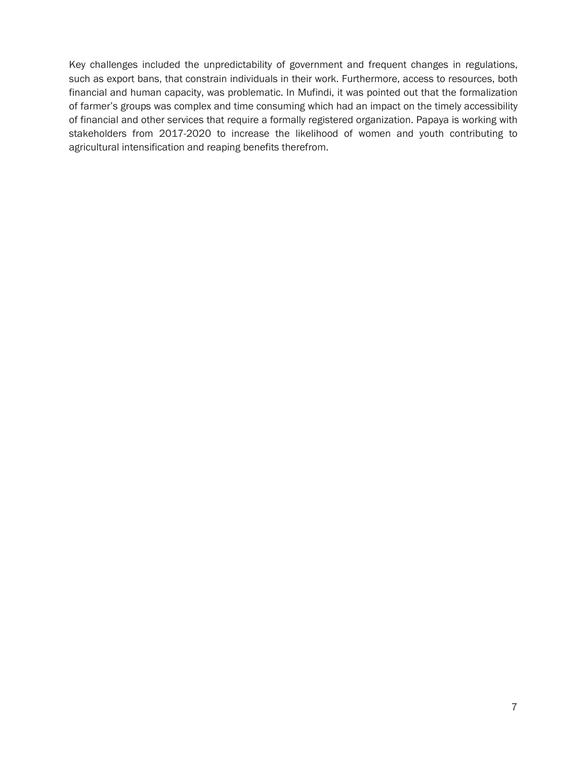Key challenges included the unpredictability of government and frequent changes in regulations, such as export bans, that constrain individuals in their work. Furthermore, access to resources, both financial and human capacity, was problematic. In Mufindi, it was pointed out that the formalization of farmer's groups was complex and time consuming which had an impact on the timely accessibility of financial and other services that require a formally registered organization. Papaya is working with stakeholders from 2017-2020 to increase the likelihood of women and youth contributing to agricultural intensification and reaping benefits therefrom.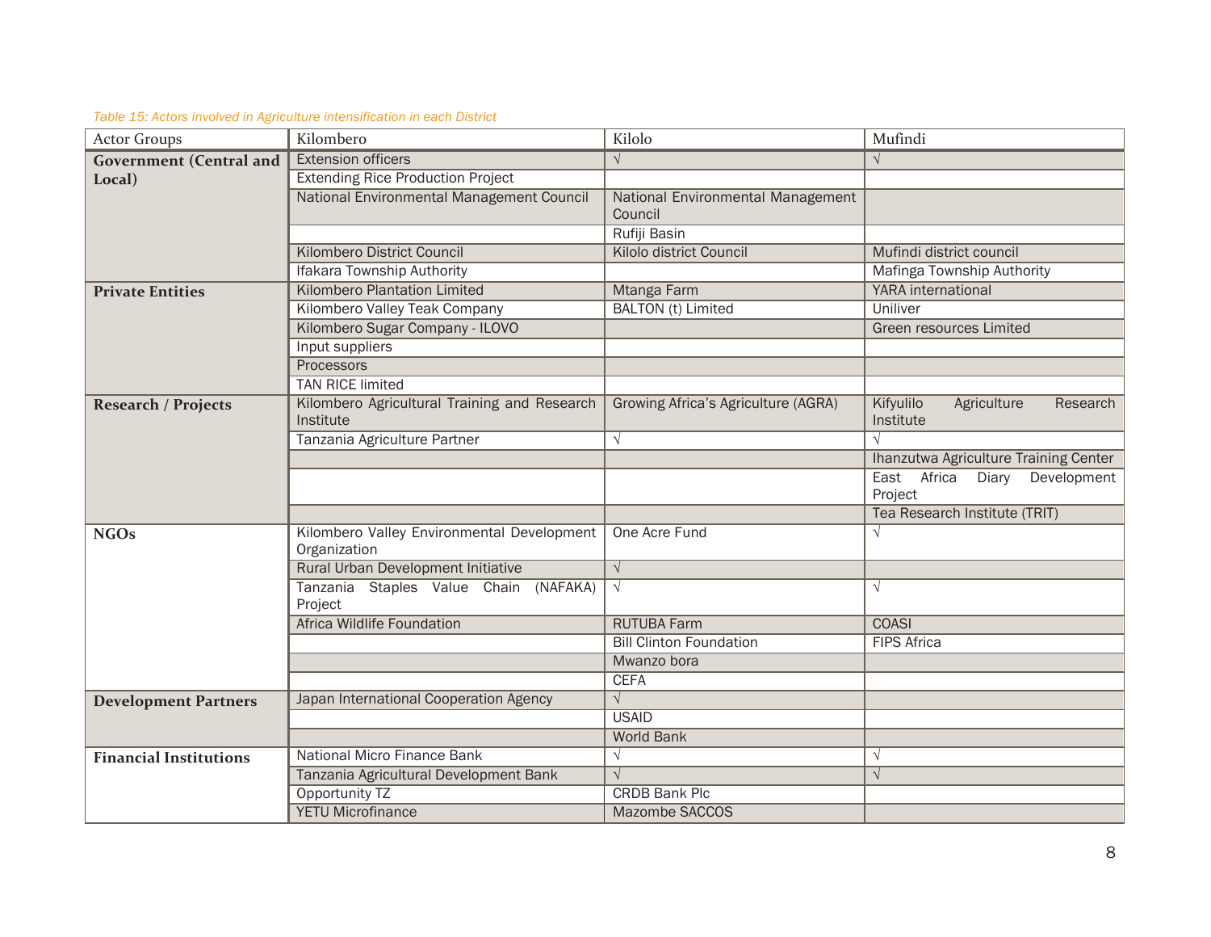*Table 15: Actors involved in Agriculture intensification in each District*

| Actor Groups | Kilombero | Kilolo | Mufindi |
|---|---|---|---|
| **Government (Central and Local)** | Extension officers | √ | √ |
| | Extending Rice Production Project | | |
| | National Environmental Management Council | National Environmental Management Council | |
| | | Rufiji Basin | |
| | Kilombero District Council | Kilolo district Council | Mufindi district council |
| | Ifakara Township Authority | | Mafinga Township Authority |
| **Private Entities** | Kilombero Plantation Limited | Mtanga Farm | YARA international |
| | Kilombero Valley Teak Company | BALTON (t) Limited | Uniliver |
| | Kilombero Sugar Company - ILOVO | | Green resources Limited |
| | Input suppliers | | |
| | Processors | | |
| | TAN RICE limited | | |
| **Research / Projects** | Kilombero Agricultural Training and Research Institute | Growing Africa's Agriculture (AGRA) | Kifyulilo Agriculture Research Institute |
| | Tanzania Agriculture Partner | √ | √ |
| | | | Ihanzutwa Agriculture Training Center |
| | | | East Africa Diary Development Project |
| | | | Tea Research Institute (TRIT) |
| **NGOs** | Kilombero Valley Environmental Development Organization | One Acre Fund | √ |
| | Rural Urban Development Initiative | √ | |
| | Tanzania Staples Value Chain (NAFAKA) Project | √ | √ |
| | Africa Wildlife Foundation | RUTUBA Farm | COASI |
| | | Bill Clinton Foundation | FIPS Africa |
| | | Mwanzo bora | |
| | | CEFA | |
| **Development Partners** | Japan International Cooperation Agency | √ | |
| | | USAID | |
| | | World Bank | |
| **Financial Institutions** | National Micro Finance Bank | √ | √ |
| | Tanzania Agricultural Development Bank | √ | √ |
| | Opportunity TZ | CRDB Bank Plc | |
| | YETU Microfinance | Mazombe SACCOS | |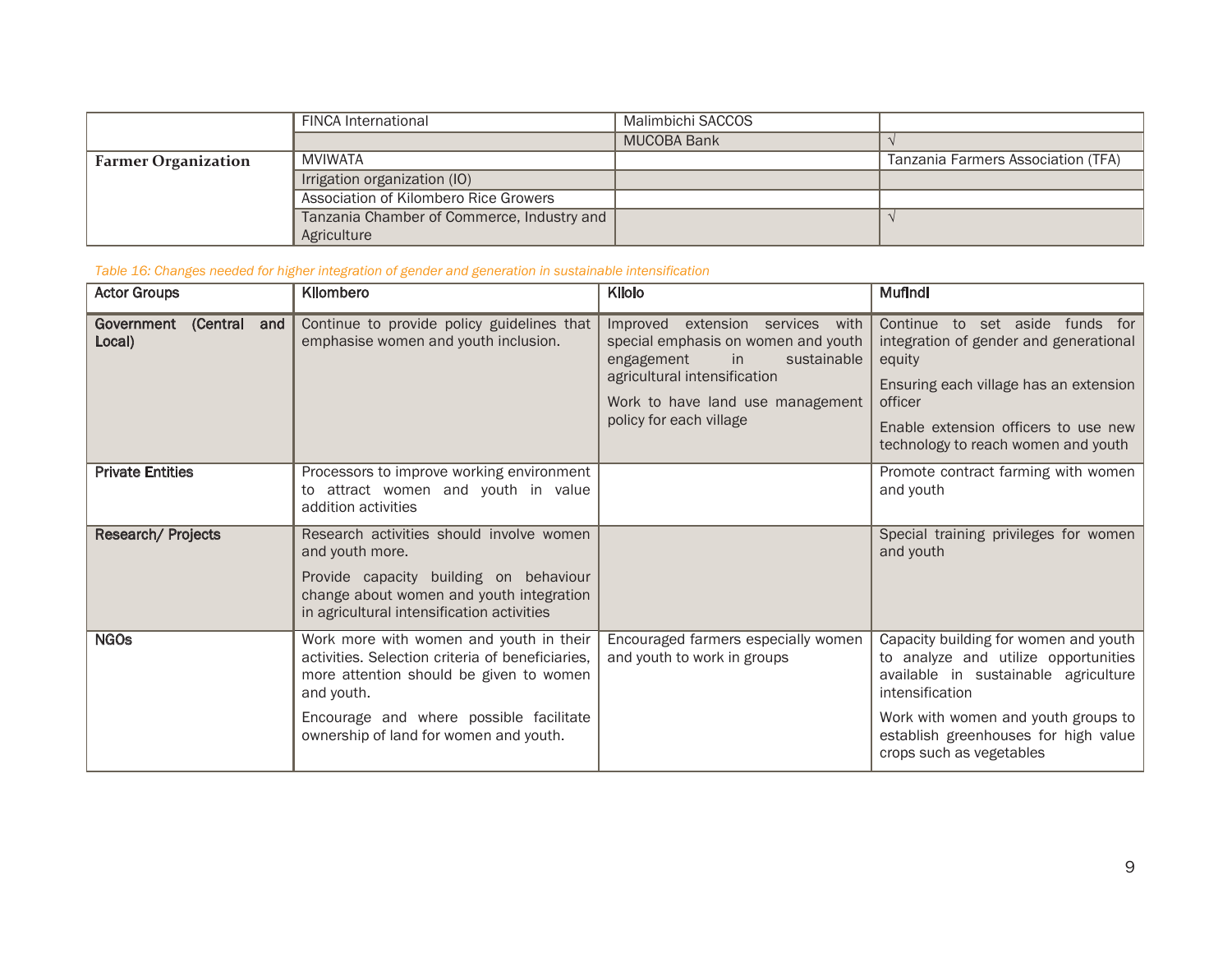| | | | |
|---|---|---|---|
| | FINCA International | Malimbichi SACCOS | |
| | | MUCOBA Bank | √ |
| **Farmer Organization** | MVIWATA | | Tanzania Farmers Association (TFA) |
| | Irrigation organization (IO) | | |
| | Association of Kilombero Rice Growers | | |
| | Tanzania Chamber of Commerce, Industry and Agriculture | | √ |

*Table 16: Changes needed for higher integration of gender and generation in sustainable intensification*

| Actor Groups | Kilombero | Kilolo | Mufindi |
|---|---|---|---|
| **Government (Central and Local)** | Continue to provide policy guidelines that emphasise women and youth inclusion. | Improved extension services with special emphasis on women and youth engagement in sustainable agricultural intensification<br><br>Work to have land use management policy for each village | Continue to set aside funds for integration of gender and generational equity<br><br>Ensuring each village has an extension officer<br><br>Enable extension officers to use new technology to reach women and youth |
| **Private Entities** | Processors to improve working environment to attract women and youth in value addition activities | | Promote contract farming with women and youth |
| **Research/ Projects** | Research activities should involve women and youth more.<br><br>Provide capacity building on behaviour change about women and youth integration in agricultural intensification activities | | Special training privileges for women and youth |
| **NGOs** | Work more with women and youth in their activities. Selection criteria of beneficiaries, more attention should be given to women and youth.<br><br>Encourage and where possible facilitate ownership of land for women and youth. | Encouraged farmers especially women and youth to work in groups | Capacity building for women and youth to analyze and utilize opportunities available in sustainable agriculture intensification<br><br>Work with women and youth groups to establish greenhouses for high value crops such as vegetables |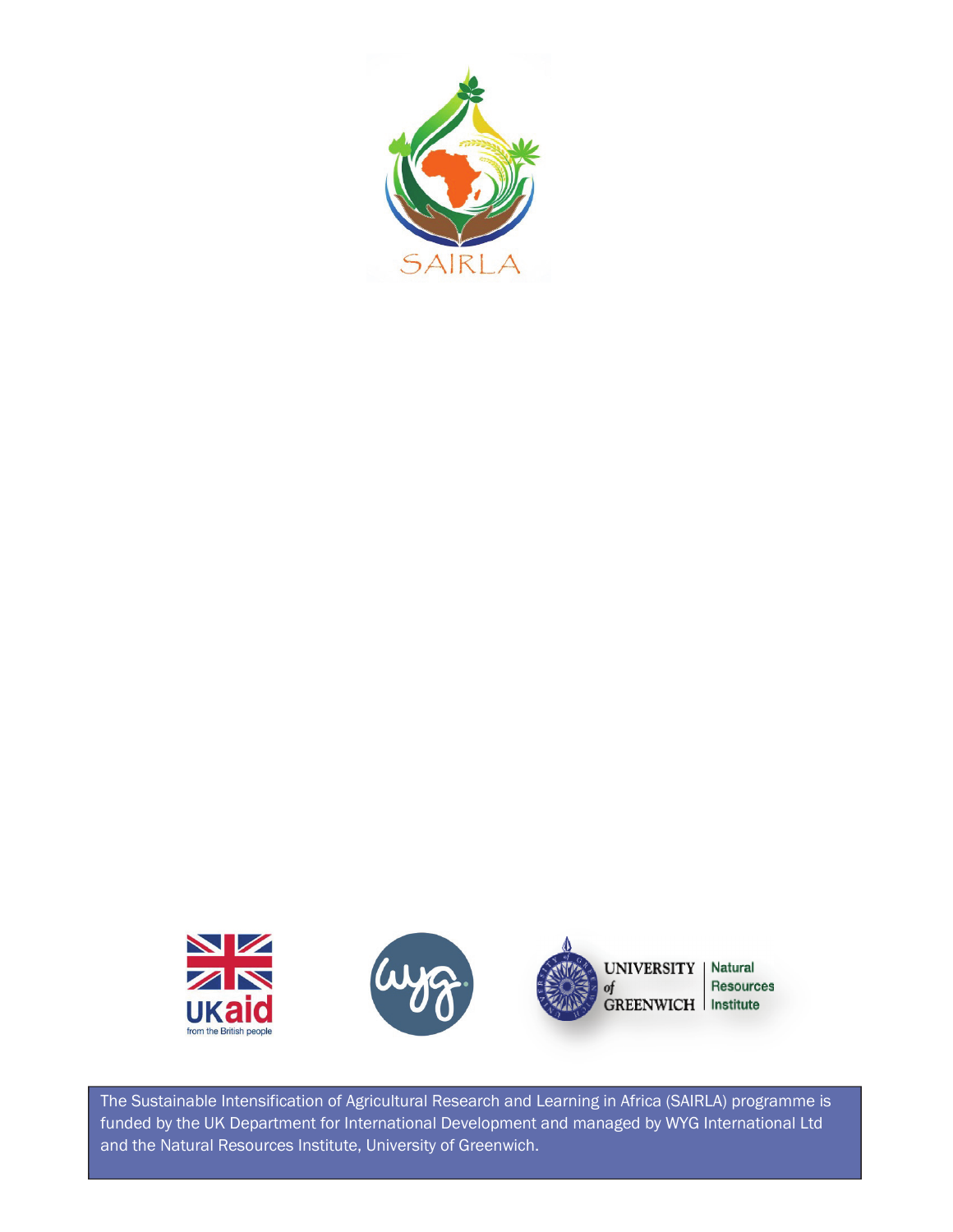The Sustainable Intensification of Agricultural Research and Learning in Africa (SAIRLA) programme is funded by the UK Department for International Development and managed by WYG International Ltd and the Natural Resources Institute, University of Greenwich.